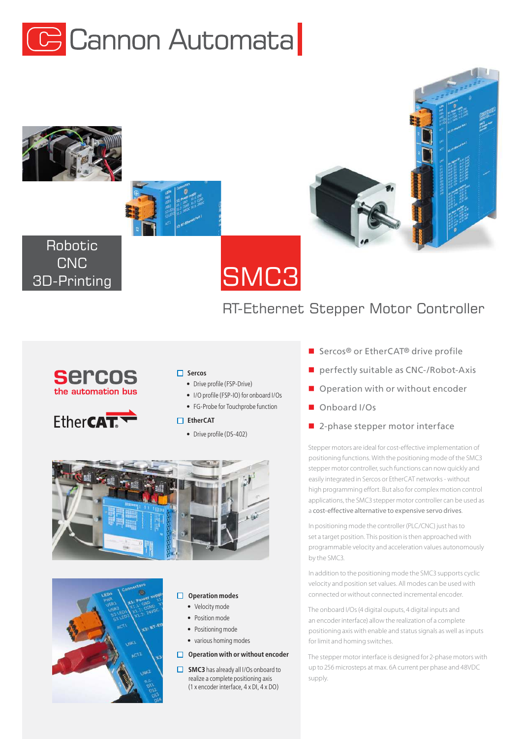# Cannon Automata

Robotic
CNC
3D-Printing

# SMC3

## RT-Ethernet Stepper Motor Controller

**sercos** the automation bus

EtherCAT

- **Sercos**
  - Drive profile (FSP-Drive)
  - I/O profile (FSP-IO) for onboard I/Os
  - FG-Probe for Touchprobe function
- **EtherCAT**
  - Drive profile (DS-402)

- **Operation modes**
  - Velocity mode
  - Position mode
  - Positioning mode
  - various homing modes
- **Operation with or without encoder**
- **SMC3** has already all I/Os onboard to realize a complete positioning axis (1 x encoder interface, 4 x DI, 4 x DO)

- Sercos® or EtherCAT® drive profile
- perfectly suitable as CNC-/Robot-Axis
- Operation with or without encoder
- Onboard I/Os
- 2-phase stepper motor interface

Stepper motors are ideal for cost-effective implementation of positioning functions. With the positioning mode of the SMC3 stepper motor controller, such functions can now quickly and easily integrated in Sercos or EtherCAT networks - without high programming effort. But also for complex motion control applications, the SMC3 stepper motor controller can be used as a cost-effective alternative to expensive servo drives.

In positioning mode the controller (PLC/CNC) just has to set a target position. This position is then approached with programmable velocity and acceleration values autonomously by the SMC3.

In addition to the positioning mode the SMC3 supports cyclic velocity and position set values. All modes can be used with connected or without connected incremental encoder.

The onboard I/Os (4 digital ouputs, 4 digital inputs and an encoder interface) allow the realization of a complete positioning axis with enable and status signals as well as inputs for limit and homing switches.

The stepper motor interface is designed for 2-phase motors with up to 256 microsteps at max. 6A current per phase and 48VDC supply.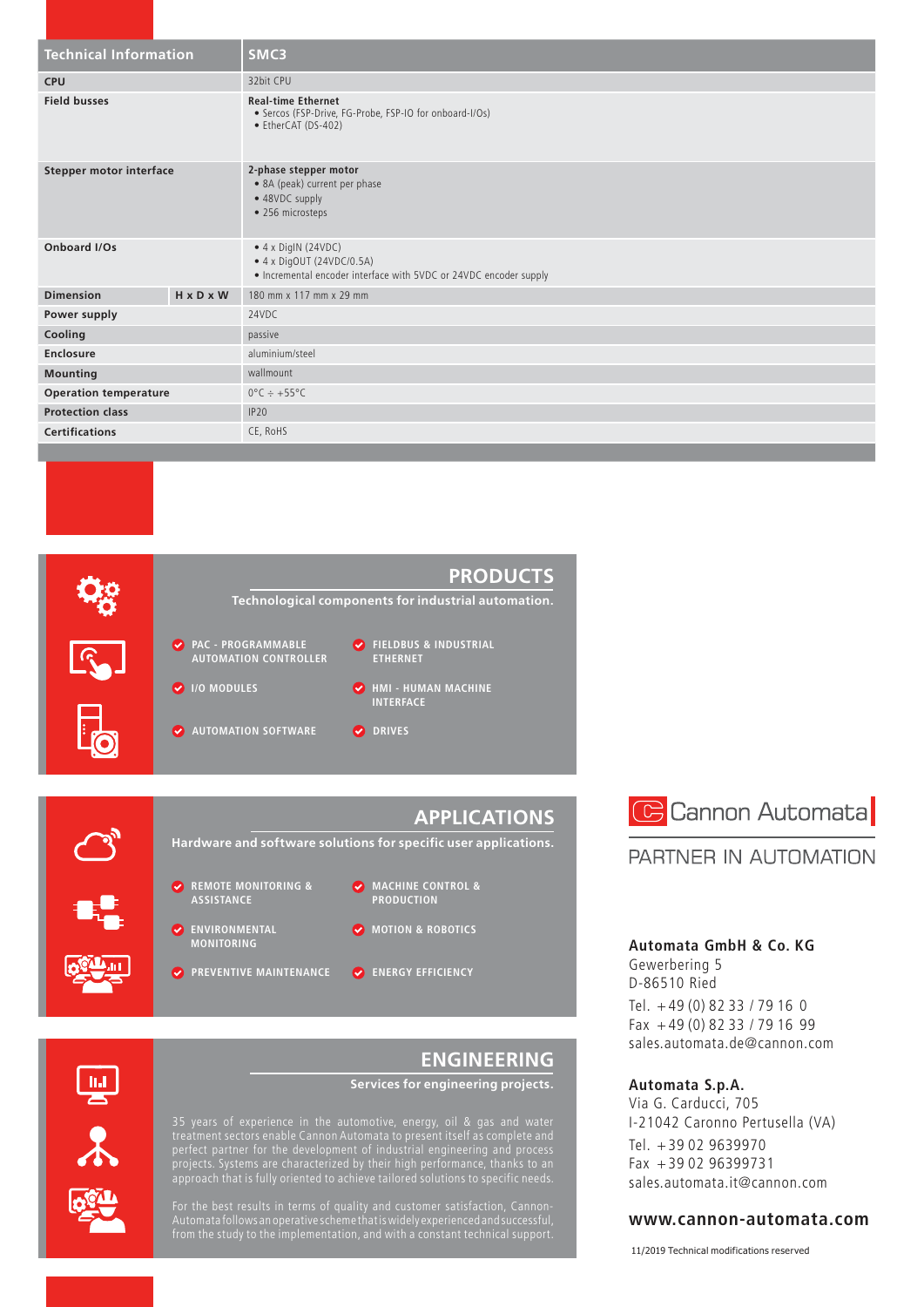| Technical Information | | SMC3 |
|---|---|---|
| CPU | | 32bit CPU |
| Field busses | | **Real-time Ethernet**<br>• Sercos (FSP-Drive, FG-Probe, FSP-IO for onboard-I/Os)<br>• EtherCAT (DS-402) |
| Stepper motor interface | | **2-phase stepper motor**<br>• 8A (peak) current per phase<br>• 48VDC supply<br>• 256 microsteps |
| Onboard I/Os | | • 4 x DigIN (24VDC)<br>• 4 x DigOUT (24VDC/0.5A)<br>• Incremental encoder interface with 5VDC or 24VDC encoder supply |
| Dimension | H x D x W | 180 mm x 117 mm x 29 mm |
| Power supply | | 24VDC |
| Cooling | | passive |
| Enclosure | | aluminium/steel |
| Mounting | | wallmount |
| Operation temperature | | 0°C ÷ +55°C |
| Protection class | | IP20 |
| Certifications | | CE, RoHS |

## PRODUCTS

**Technological components for industrial automation.**

- PAC - PROGRAMMABLE AUTOMATION CONTROLLER
- FIELDBUS & INDUSTRIAL ETHERNET
- I/O MODULES
- HMI - HUMAN MACHINE INTERFACE
- AUTOMATION SOFTWARE
- DRIVES

## APPLICATIONS

**Hardware and software solutions for specific user applications.**

- REMOTE MONITORING & ASSISTANCE
- MACHINE CONTROL & PRODUCTION
- ENVIRONMENTAL MONITORING
- MOTION & ROBOTICS
- PREVENTIVE MAINTENANCE
- ENERGY EFFICIENCY

## ENGINEERING

**Services for engineering projects.**

35 years of experience in the automotive, energy, oil & gas and water treatment sectors enable Cannon Automata to present itself as complete and perfect partner for the development of industrial engineering and process projects. Systems are characterized by their high performance, thanks to an approach that is fully oriented to achieve tailored solutions to specific needs.

For the best results in terms of quality and customer satisfaction, Cannon-Automata follows an operative scheme that is widely experienced and successful, from the study to the implementation, and with a constant technical support.

Cannon Automata

PARTNER IN AUTOMATION

**Automata GmbH & Co. KG**
Gewerbering 5
D-86510 Ried
Tel. +49 (0) 82 33 / 79 16 0
Fax +49 (0) 82 33 / 79 16 99
sales.automata.de@cannon.com

**Automata S.p.A.**
Via G. Carducci, 705
I-21042 Caronno Pertusella (VA)
Tel. +39 02 9639970
Fax +39 02 96399731
sales.automata.it@cannon.com

**www.cannon-automata.com**

11/2019 Technical modifications reserved